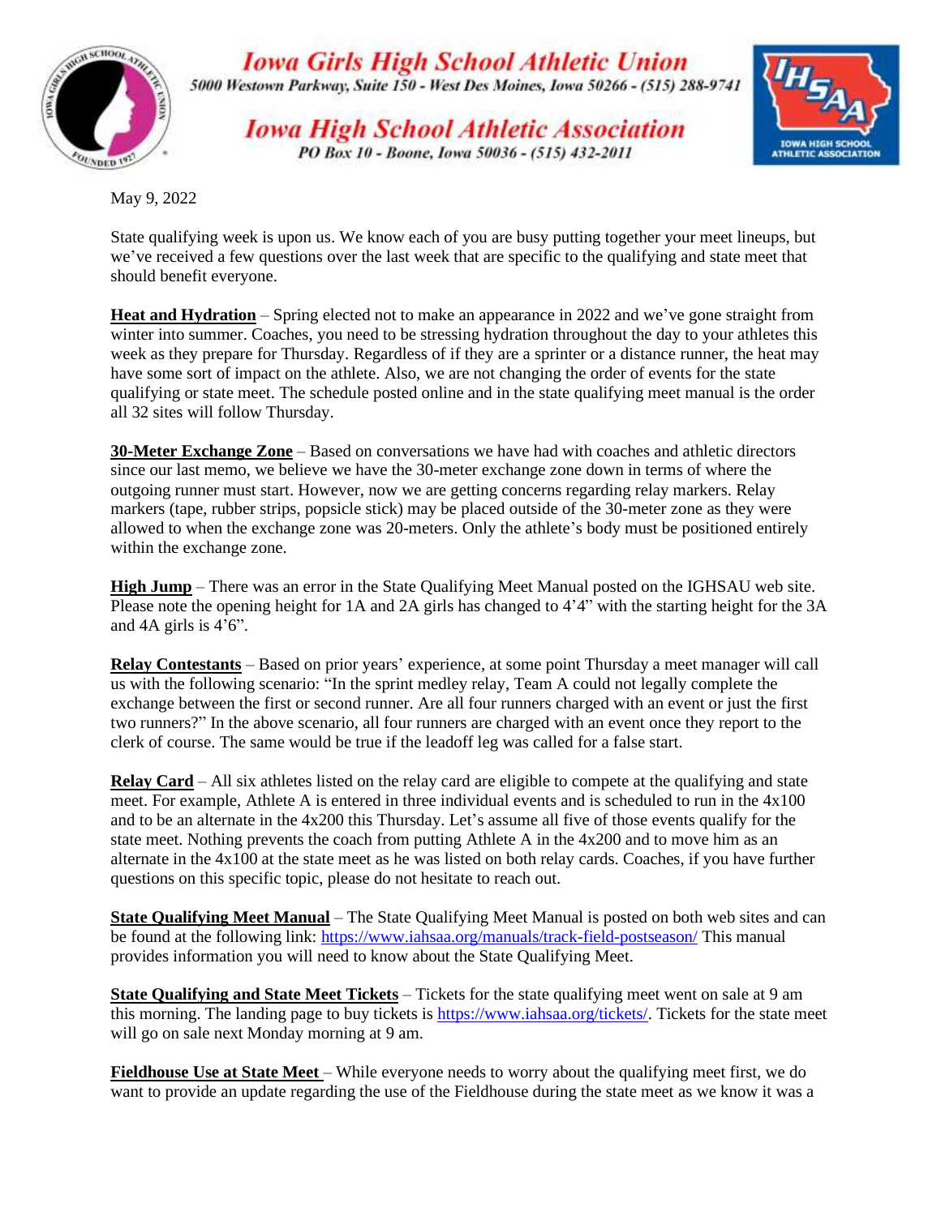**Iowa Girls High School Athletic Union**
5000 Westown Parkway, Suite 150 - West Des Moines, Iowa 50266 - (515) 288-9741

**Iowa High School Athletic Association**
PO Box 10 - Boone, Iowa 50036 - (515) 432-2011

May 9, 2022

State qualifying week is upon us. We know each of you are busy putting together your meet lineups, but we've received a few questions over the last week that are specific to the qualifying and state meet that should benefit everyone.

**Heat and Hydration** – Spring elected not to make an appearance in 2022 and we've gone straight from winter into summer. Coaches, you need to be stressing hydration throughout the day to your athletes this week as they prepare for Thursday. Regardless of if they are a sprinter or a distance runner, the heat may have some sort of impact on the athlete. Also, we are not changing the order of events for the state qualifying or state meet. The schedule posted online and in the state qualifying meet manual is the order all 32 sites will follow Thursday.

**30-Meter Exchange Zone** – Based on conversations we have had with coaches and athletic directors since our last memo, we believe we have the 30-meter exchange zone down in terms of where the outgoing runner must start. However, now we are getting concerns regarding relay markers. Relay markers (tape, rubber strips, popsicle stick) may be placed outside of the 30-meter zone as they were allowed to when the exchange zone was 20-meters. Only the athlete's body must be positioned entirely within the exchange zone.

**High Jump** – There was an error in the State Qualifying Meet Manual posted on the IGHSAU web site. Please note the opening height for 1A and 2A girls has changed to 4'4" with the starting height for the 3A and 4A girls is 4'6".

**Relay Contestants** – Based on prior years' experience, at some point Thursday a meet manager will call us with the following scenario: "In the sprint medley relay, Team A could not legally complete the exchange between the first or second runner. Are all four runners charged with an event or just the first two runners?" In the above scenario, all four runners are charged with an event once they report to the clerk of course. The same would be true if the leadoff leg was called for a false start.

**Relay Card** – All six athletes listed on the relay card are eligible to compete at the qualifying and state meet. For example, Athlete A is entered in three individual events and is scheduled to run in the 4x100 and to be an alternate in the 4x200 this Thursday. Let's assume all five of those events qualify for the state meet. Nothing prevents the coach from putting Athlete A in the 4x200 and to move him as an alternate in the 4x100 at the state meet as he was listed on both relay cards. Coaches, if you have further questions on this specific topic, please do not hesitate to reach out.

**State Qualifying Meet Manual** – The State Qualifying Meet Manual is posted on both web sites and can be found at the following link: https://www.iahsaa.org/manuals/track-field-postseason/ This manual provides information you will need to know about the State Qualifying Meet.

**State Qualifying and State Meet Tickets** – Tickets for the state qualifying meet went on sale at 9 am this morning. The landing page to buy tickets is https://www.iahsaa.org/tickets/. Tickets for the state meet will go on sale next Monday morning at 9 am.

**Fieldhouse Use at State Meet** – While everyone needs to worry about the qualifying meet first, we do want to provide an update regarding the use of the Fieldhouse during the state meet as we know it was a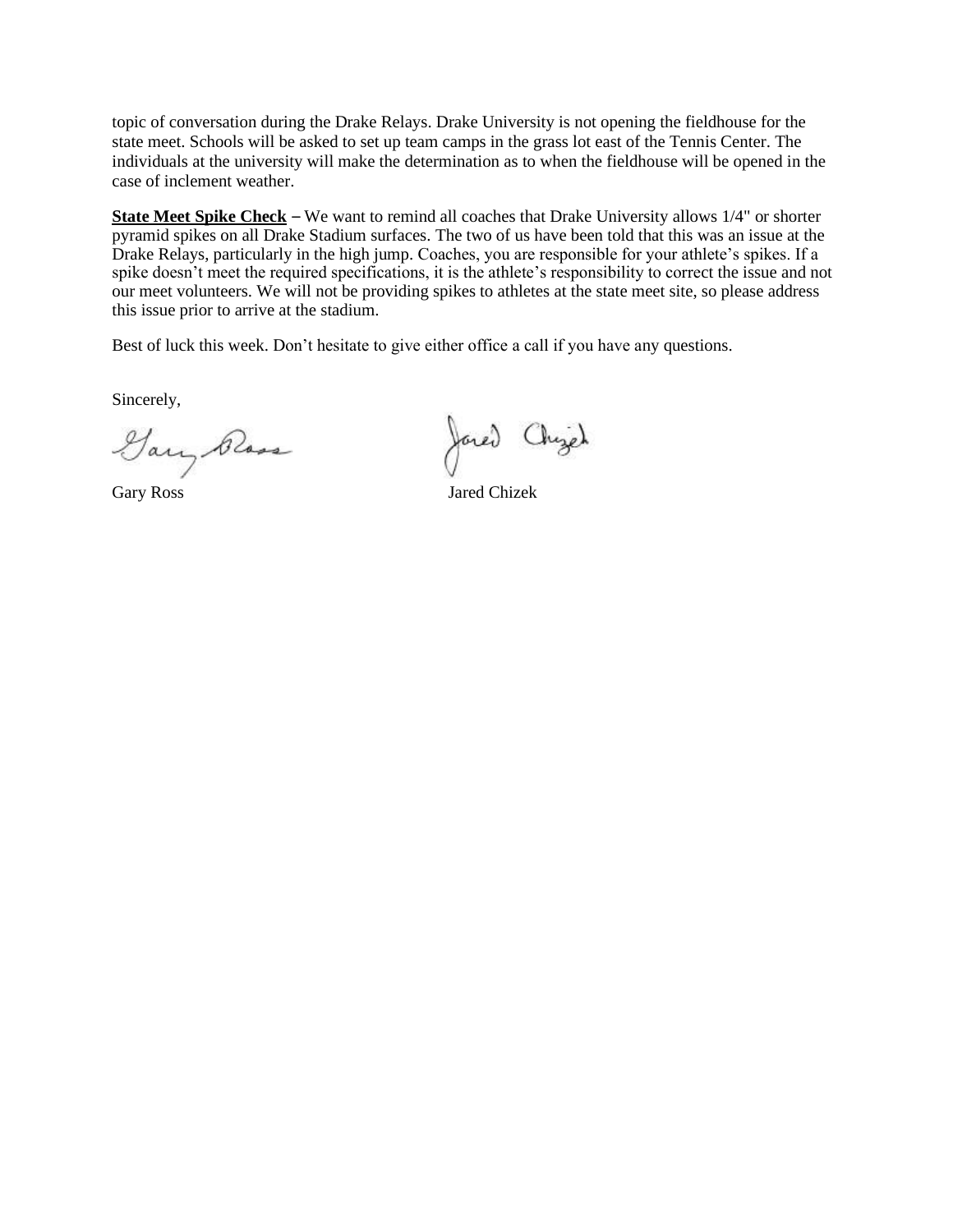topic of conversation during the Drake Relays. Drake University is not opening the fieldhouse for the state meet. Schools will be asked to set up team camps in the grass lot east of the Tennis Center. The individuals at the university will make the determination as to when the fieldhouse will be opened in the case of inclement weather.

**State Meet Spike Check** – We want to remind all coaches that Drake University allows 1/4" or shorter pyramid spikes on all Drake Stadium surfaces. The two of us have been told that this was an issue at the Drake Relays, particularly in the high jump. Coaches, you are responsible for your athlete's spikes. If a spike doesn't meet the required specifications, it is the athlete's responsibility to correct the issue and not our meet volunteers. We will not be providing spikes to athletes at the state meet site, so please address this issue prior to arrive at the stadium.

Best of luck this week. Don't hesitate to give either office a call if you have any questions.

Sincerely,

Gary Ross

Jared Chizek